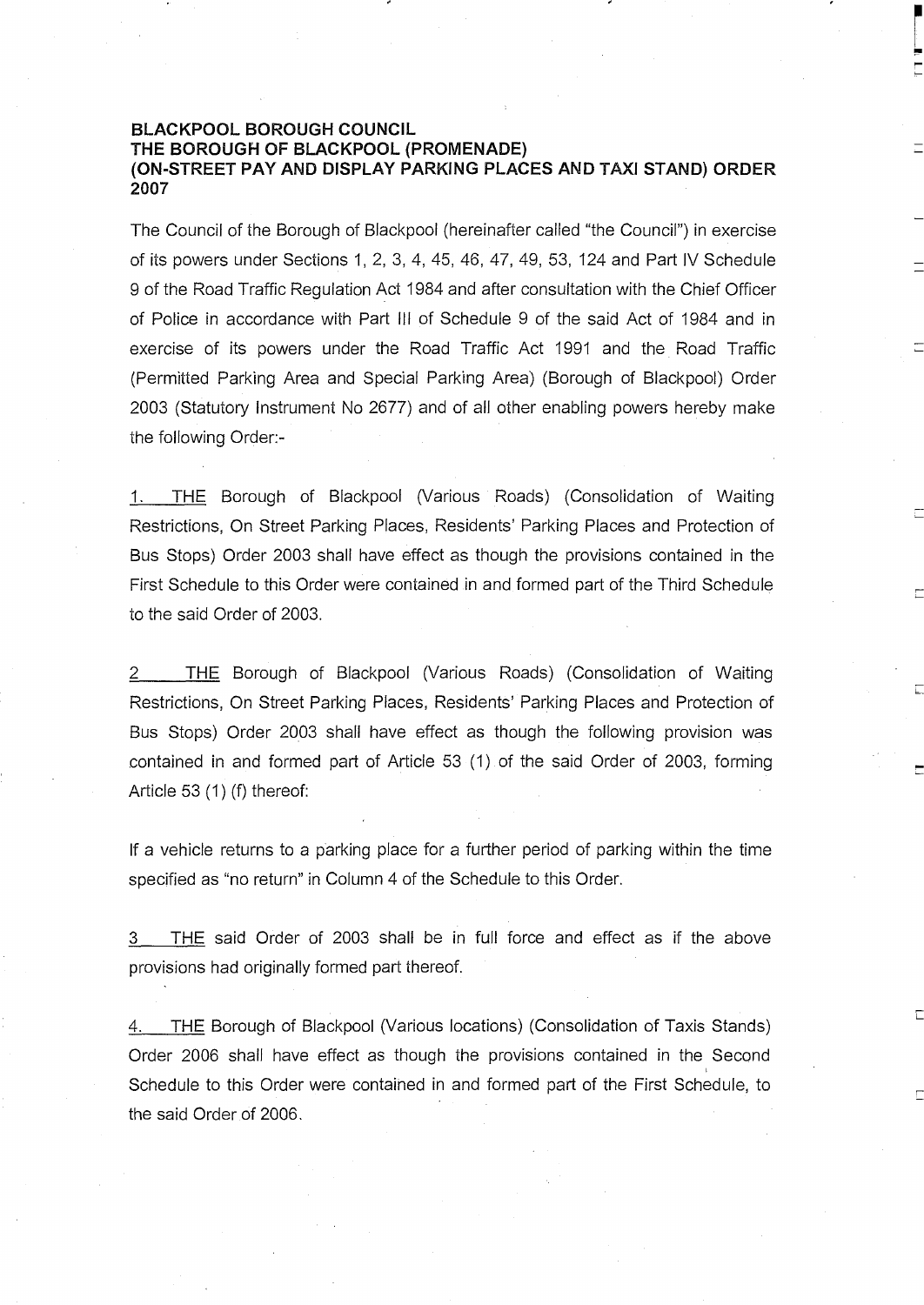**BLACKPOOL BOROUGH COUNCIL**
**THE BOROUGH OF BLACKPOOL (PROMENADE)**
**(ON-STREET PAY AND DISPLAY PARKING PLACES AND TAXI STAND) ORDER 2007**

The Council of the Borough of Blackpool (hereinafter called "the Council") in exercise of its powers under Sections 1, 2, 3, 4, 45, 46, 47, 49, 53, 124 and Part IV Schedule 9 of the Road Traffic Regulation Act 1984 and after consultation with the Chief Officer of Police in accordance with Part III of Schedule 9 of the said Act of 1984 and in exercise of its powers under the Road Traffic Act 1991 and the Road Traffic (Permitted Parking Area and Special Parking Area) (Borough of Blackpool) Order 2003 (Statutory Instrument No 2677) and of all other enabling powers hereby make the following Order:-

1. THE Borough of Blackpool (Various Roads) (Consolidation of Waiting Restrictions, On Street Parking Places, Residents' Parking Places and Protection of Bus Stops) Order 2003 shall have effect as though the provisions contained in the First Schedule to this Order were contained in and formed part of the Third Schedule to the said Order of 2003.

2 THE Borough of Blackpool (Various Roads) (Consolidation of Waiting Restrictions, On Street Parking Places, Residents' Parking Places and Protection of Bus Stops) Order 2003 shall have effect as though the following provision was contained in and formed part of Article 53 (1) of the said Order of 2003, forming Article 53 (1) (f) thereof:

If a vehicle returns to a parking place for a further period of parking within the time specified as "no return" in Column 4 of the Schedule to this Order.

3 THE said Order of 2003 shall be in full force and effect as if the above provisions had originally formed part thereof.

4. THE Borough of Blackpool (Various locations) (Consolidation of Taxis Stands) Order 2006 shall have effect as though the provisions contained in the Second Schedule to this Order were contained in and formed part of the First Schedule, to the said Order of 2006.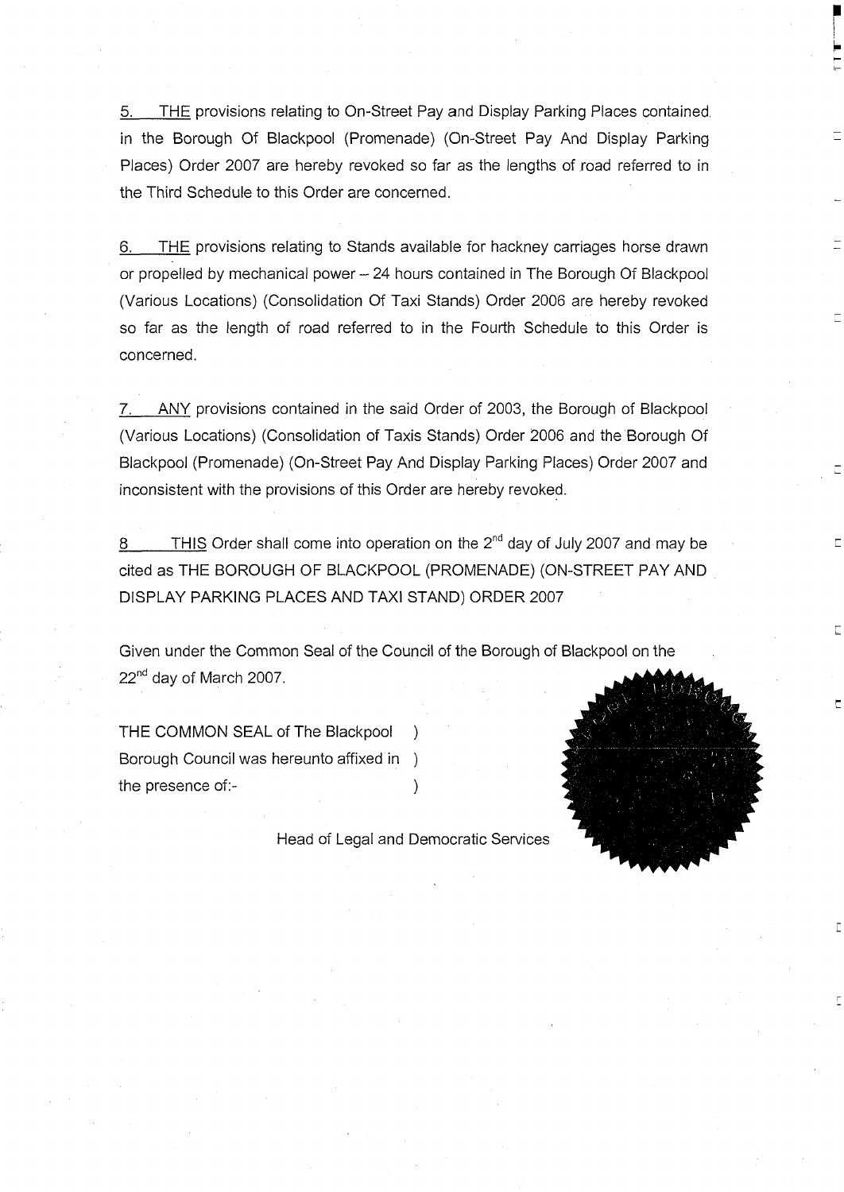5. THE provisions relating to On-Street Pay and Display Parking Places contained in the Borough Of Blackpool (Promenade) (On-Street Pay And Display Parking Places) Order 2007 are hereby revoked so far as the lengths of road referred to in the Third Schedule to this Order are concerned.

6. THE provisions relating to Stands available for hackney carriages horse drawn or propelled by mechanical power – 24 hours contained in The Borough Of Blackpool (Various Locations) (Consolidation Of Taxi Stands) Order 2006 are hereby revoked so far as the length of road referred to in the Fourth Schedule to this Order is concerned.

7. ANY provisions contained in the said Order of 2003, the Borough of Blackpool (Various Locations) (Consolidation of Taxis Stands) Order 2006 and the Borough Of Blackpool (Promenade) (On-Street Pay And Display Parking Places) Order 2007 and inconsistent with the provisions of this Order are hereby revoked.

8 THIS Order shall come into operation on the 2nd day of July 2007 and may be cited as THE BOROUGH OF BLACKPOOL (PROMENADE) (ON-STREET PAY AND DISPLAY PARKING PLACES AND TAXI STAND) ORDER 2007

Given under the Common Seal of the Council of the Borough of Blackpool on the 22nd day of March 2007.

THE COMMON SEAL of The Blackpool )
Borough Council was hereunto affixed in )
the presence of:- )

Head of Legal and Democratic Services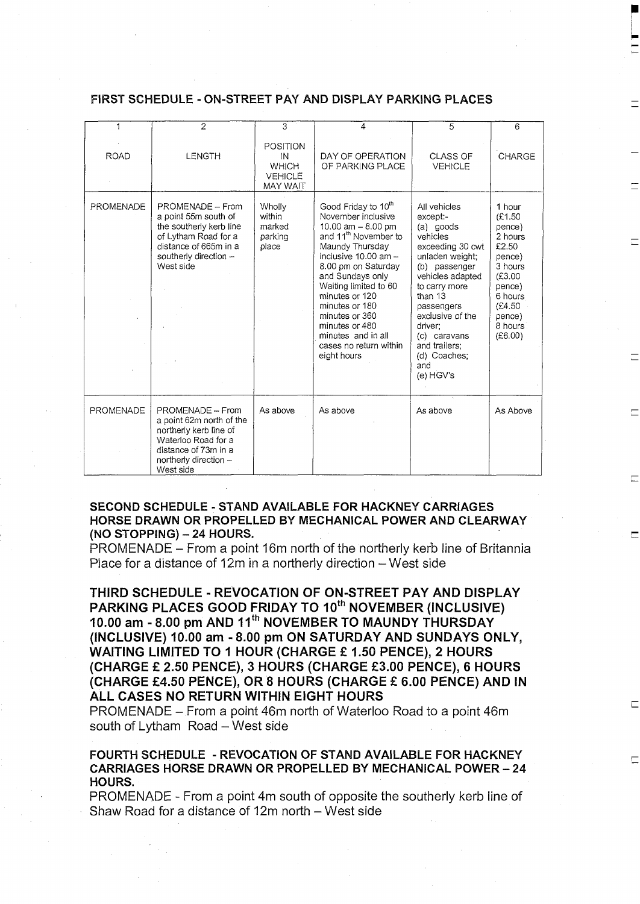## FIRST SCHEDULE - ON-STREET PAY AND DISPLAY PARKING PLACES

| 1<br><br>ROAD | 2<br><br>LENGTH | 3<br><br>POSITION IN WHICH VEHICLE MAY WAIT | 4<br><br>DAY OF OPERATION OF PARKING PLACE | 5<br><br>CLASS OF VEHICLE | 6<br><br>CHARGE |
|---|---|---|---|---|---|
| PROMENADE | PROMENADE – From a point 55m south of the southerly kerb line of Lytham Road for a distance of 665m in a southerly direction – West side | Wholly within marked parking place | Good Friday to 10th November inclusive 10.00 am – 8.00 pm and 11th November to Maundy Thursday inclusive 10.00 am – 8.00 pm on Saturday and Sundays only Waiting limited to 60 minutes or 120 minutes or 180 minutes or 360 minutes or 480 minutes and in all cases no return within eight hours | All vehicles except:- (a) goods vehicles exceeding 30 cwt unladen weight; (b) passenger vehicles adapted to carry more than 13 passengers exclusive of the driver; (c) caravans and trailers; (d) Coaches; and (e) HGV's | 1 hour (£1.50 pence) 2 hours £2.50 pence) 3 hours (£3.00 pence) 6 hours (£4.50 pence) 8 hours (£6.00) |
| PROMENADE | PROMENADE – From a point 62m north of the northerly kerb line of Waterloo Road for a distance of 73m in a northerly direction – West side | As above | As above | As above | As Above |

## SECOND SCHEDULE - STAND AVAILABLE FOR HACKNEY CARRIAGES HORSE DRAWN OR PROPELLED BY MECHANICAL POWER AND CLEARWAY (NO STOPPING) – 24 HOURS.

PROMENADE – From a point 16m north of the northerly kerb line of Britannia Place for a distance of 12m in a northerly direction – West side

## THIRD SCHEDULE - REVOCATION OF ON-STREET PAY AND DISPLAY PARKING PLACES GOOD FRIDAY TO 10th NOVEMBER (INCLUSIVE) 10.00 am - 8.00 pm AND 11th NOVEMBER TO MAUNDY THURSDAY (INCLUSIVE) 10.00 am - 8.00 pm ON SATURDAY AND SUNDAYS ONLY, WAITING LIMITED TO 1 HOUR (CHARGE £ 1.50 PENCE), 2 HOURS (CHARGE £ 2.50 PENCE), 3 HOURS (CHARGE £3.00 PENCE), 6 HOURS (CHARGE £4.50 PENCE), OR 8 HOURS (CHARGE £ 6.00 PENCE) AND IN ALL CASES NO RETURN WITHIN EIGHT HOURS

PROMENADE – From a point 46m north of Waterloo Road to a point 46m south of Lytham Road – West side

## FOURTH SCHEDULE - REVOCATION OF STAND AVAILABLE FOR HACKNEY CARRIAGES HORSE DRAWN OR PROPELLED BY MECHANICAL POWER – 24 HOURS.

PROMENADE - From a point 4m south of opposite the southerly kerb line of Shaw Road for a distance of 12m north – West side